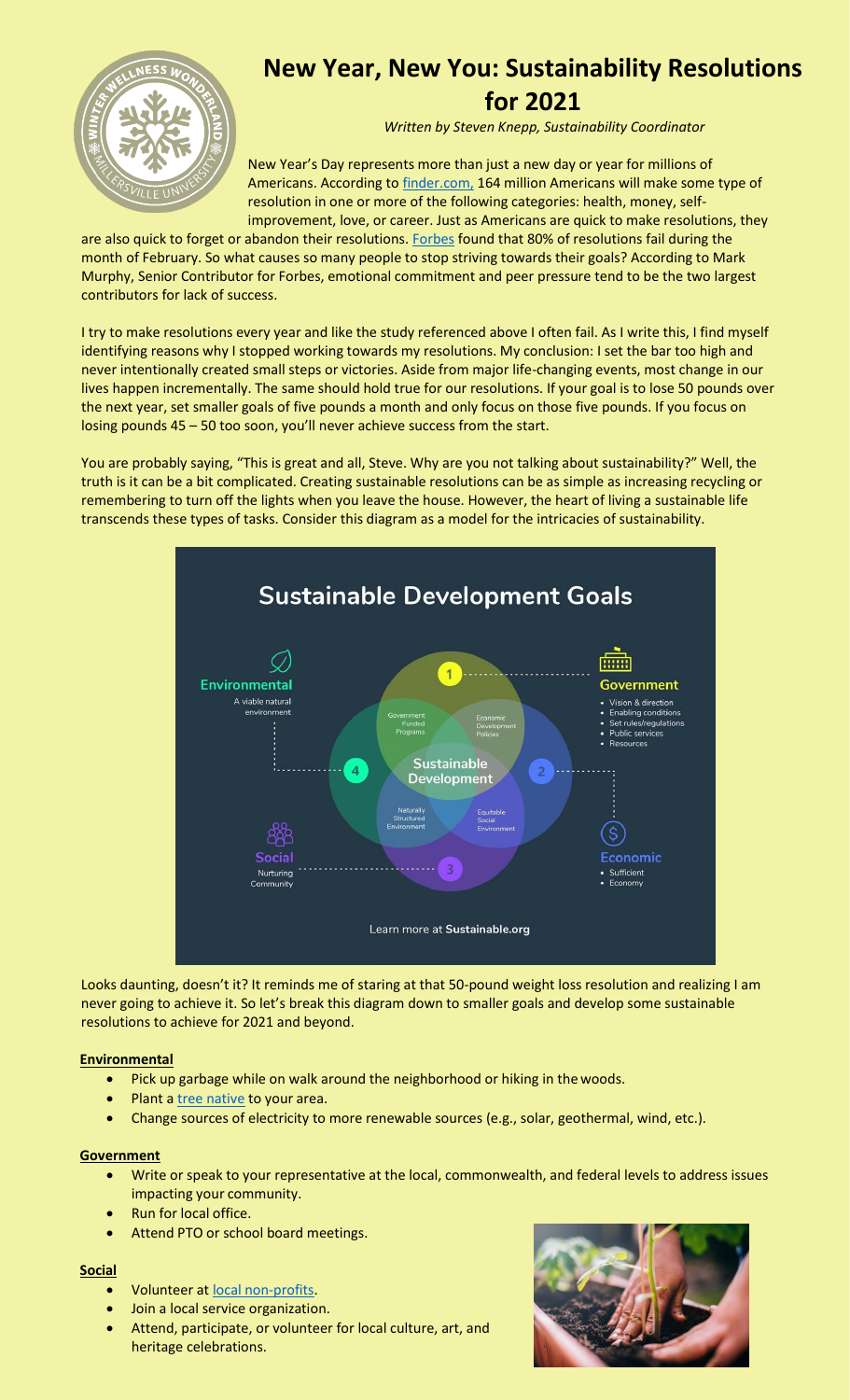# New Year, New You: Sustainability Resolutions for 2021

*Written by Steven Knepp, Sustainability Coordinator*

New Year's Day represents more than just a new day or year for millions of Americans. According to finder.com, 164 million Americans will make some type of resolution in one or more of the following categories: health, money, self-improvement, love, or career. Just as Americans are quick to make resolutions, they are also quick to forget or abandon their resolutions. Forbes found that 80% of resolutions fail during the month of February. So what causes so many people to stop striving towards their goals? According to Mark Murphy, Senior Contributor for Forbes, emotional commitment and peer pressure tend to be the two largest contributors for lack of success.

I try to make resolutions every year and like the study referenced above I often fail. As I write this, I find myself identifying reasons why I stopped working towards my resolutions. My conclusion: I set the bar too high and never intentionally created small steps or victories. Aside from major life-changing events, most change in our lives happen incrementally. The same should hold true for our resolutions. If your goal is to lose 50 pounds over the next year, set smaller goals of five pounds a month and only focus on those five pounds. If you focus on losing pounds 45 – 50 too soon, you'll never achieve success from the start.

You are probably saying, "This is great and all, Steve. Why are you not talking about sustainability?" Well, the truth is it can be a bit complicated. Creating sustainable resolutions can be as simple as increasing recycling or remembering to turn off the lights when you leave the house. However, the heart of living a sustainable life transcends these types of tasks. Consider this diagram as a model for the intricacies of sustainability.

Looks daunting, doesn't it? It reminds me of staring at that 50-pound weight loss resolution and realizing I am never going to achieve it. So let's break this diagram down to smaller goals and develop some sustainable resolutions to achieve for 2021 and beyond.

**Environmental**

- Pick up garbage while on walk around the neighborhood or hiking in the woods.
- Plant a tree native to your area.
- Change sources of electricity to more renewable sources (e.g., solar, geothermal, wind, etc.).

**Government**

- Write or speak to your representative at the local, commonwealth, and federal levels to address issues impacting your community.
- Run for local office.
- Attend PTO or school board meetings.

**Social**

- Volunteer at local non-profits.
- Join a local service organization.
- Attend, participate, or volunteer for local culture, art, and heritage celebrations.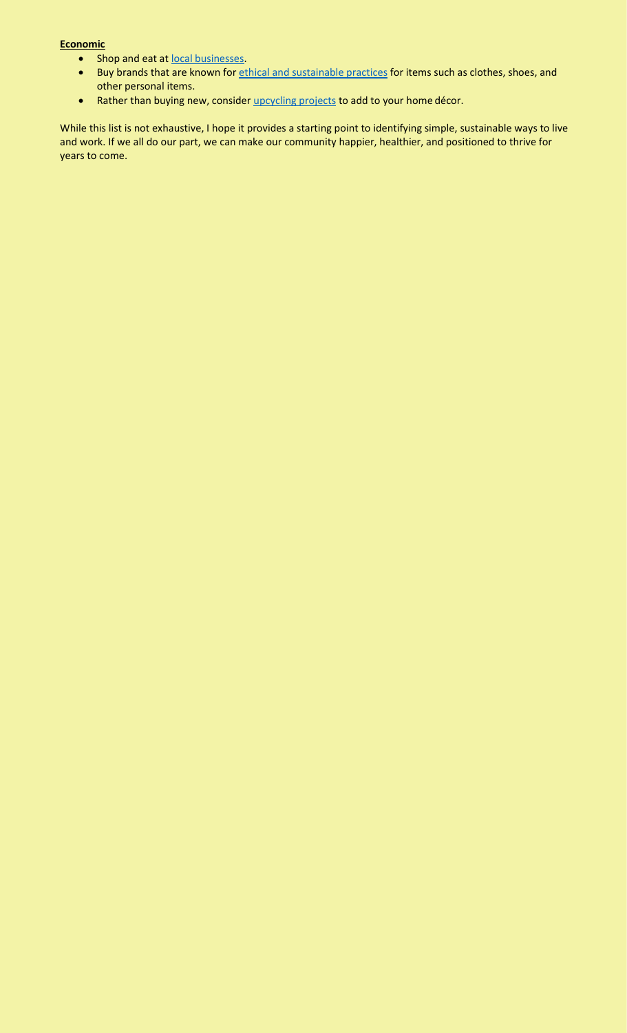**Economic**

- Shop and eat at local businesses.
- Buy brands that are known for ethical and sustainable practices for items such as clothes, shoes, and other personal items.
- Rather than buying new, consider upcycling projects to add to your home décor.

While this list is not exhaustive, I hope it provides a starting point to identifying simple, sustainable ways to live and work. If we all do our part, we can make our community happier, healthier, and positioned to thrive for years to come.